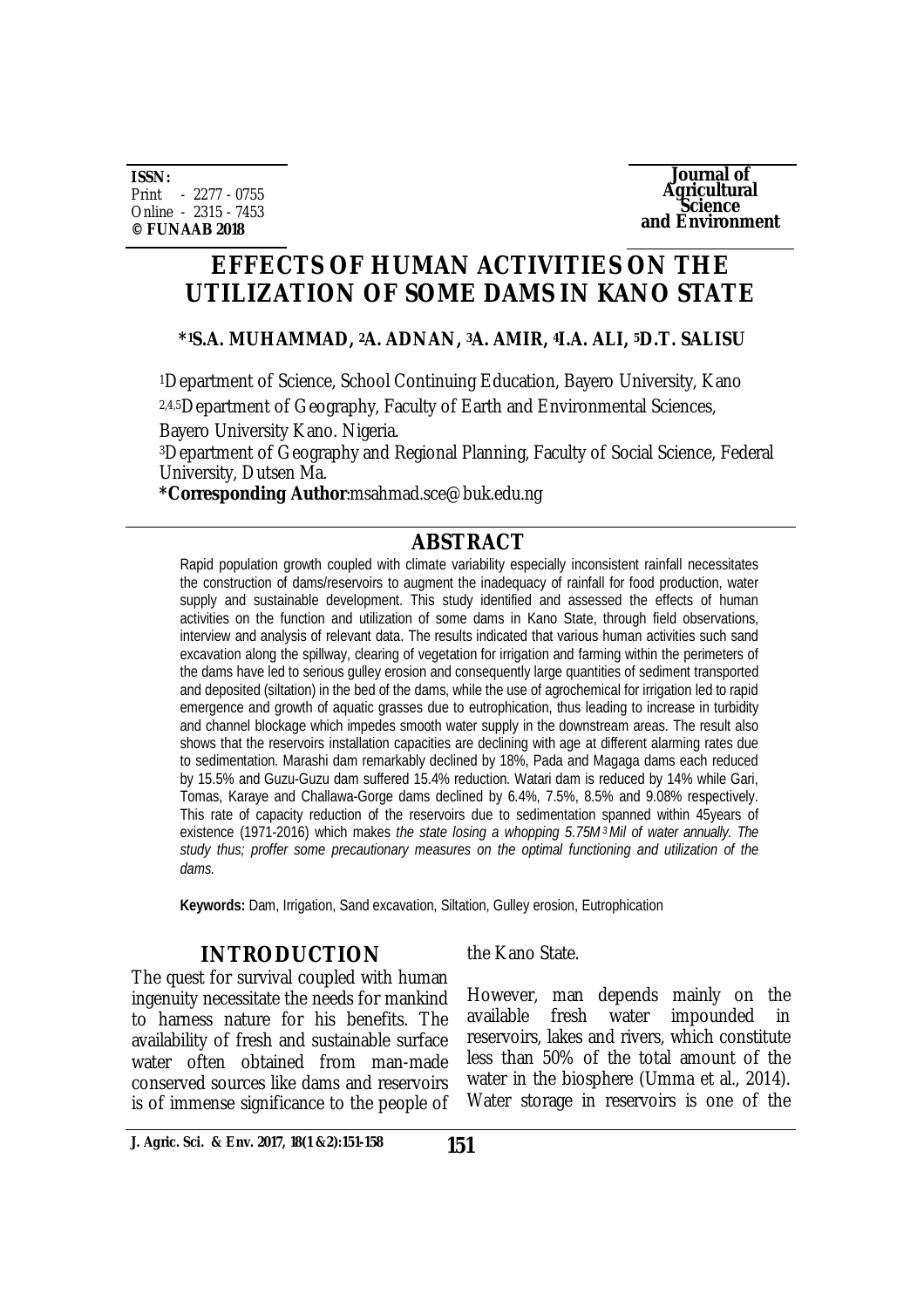ISSN:
Print - 2277 - 0755
Online - 2315 - 7453
**© FUNAAB 2018**

**Journal of Agricultural Science and Environment**

# EFFECTS OF HUMAN ACTIVITIES ON THE UTILIZATION OF SOME DAMS IN KANO STATE

**\*[1]S.A. MUHAMMAD, [2]A. ADNAN, [3]A. AMIR, [4]I.A. ALI, [5]D.T. SALISU**

[1]Department of Science, School Continuing Education, Bayero University, Kano
[2,4,5]Department of Geography, Faculty of Earth and Environmental Sciences, Bayero University Kano. Nigeria.
[3]Department of Geography and Regional Planning, Faculty of Social Science, Federal University, Dutsen Ma.
**\*Corresponding Author**:msahmad.sce@buk.edu.ng

## ABSTRACT

Rapid population growth coupled with climate variability especially inconsistent rainfall necessitates the construction of dams/reservoirs to augment the inadequacy of rainfall for food production, water supply and sustainable development. This study identified and assessed the effects of human activities on the function and utilization of some dams in Kano State, through field observations, interview and analysis of relevant data. The results indicated that various human activities such sand excavation along the spillway, clearing of vegetation for irrigation and farming within the perimeters of the dams have led to serious gulley erosion and consequently large quantities of sediment transported and deposited (siltation) in the bed of the dams, while the use of agrochemical for irrigation led to rapid emergence and growth of aquatic grasses due to eutrophication, thus leading to increase in turbidity and channel blockage which impedes smooth water supply in the downstream areas. The result also shows that the reservoirs installation capacities are declining with age at different alarming rates due to sedimentation. Marashi dam remarkably declined by 18%, Pada and Magaga dams each reduced by 15.5% and Guzu-Guzu dam suffered 15.4% reduction. Watari dam is reduced by 14% while Gari, Tomas, Karaye and Challawa-Gorge dams declined by 6.4%, 7.5%, 8.5% and 9.08% respectively. This rate of capacity reduction of the reservoirs due to sedimentation spanned within 45years of existence (1971-2016) which makes *the state losing a whopping 5.75M$^3$ Mil of water annually. The study thus; proffer some precautionary measures on the optimal functioning and utilization of the dams.*

**Keywords:** Dam, Irrigation, Sand excavation, Siltation, Gulley erosion, Eutrophication

## INTRODUCTION

The quest for survival coupled with human ingenuity necessitate the needs for mankind to harness nature for his benefits. The availability of fresh and sustainable surface water often obtained from man-made conserved sources like dams and reservoirs is of immense significance to the people of the Kano State.

However, man depends mainly on the available fresh water impounded in reservoirs, lakes and rivers, which constitute less than 50% of the total amount of the water in the biosphere (Umma et al., 2014). Water storage in reservoirs is one of the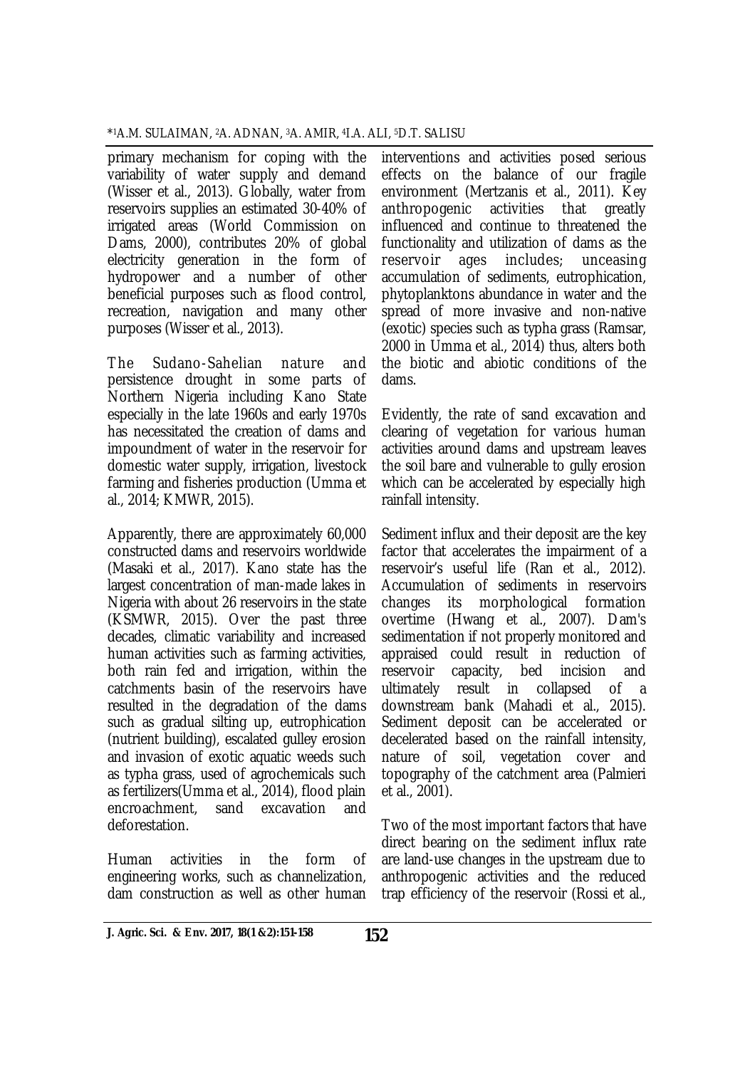primary mechanism for coping with the variability of water supply and demand (Wisser et al., 2013). Globally, water from reservoirs supplies an estimated 30-40% of irrigated areas (World Commission on Dams, 2000), contributes 20% of global electricity generation in the form of hydropower and a number of other beneficial purposes such as flood control, recreation, navigation and many other purposes (Wisser et al., 2013).

The Sudano-Sahelian nature and persistence drought in some parts of Northern Nigeria including Kano State especially in the late 1960s and early 1970s has necessitated the creation of dams and impoundment of water in the reservoir for domestic water supply, irrigation, livestock farming and fisheries production (Umma et al., 2014; KMWR, 2015).

Apparently, there are approximately 60,000 constructed dams and reservoirs worldwide (Masaki et al., 2017). Kano state has the largest concentration of man-made lakes in Nigeria with about 26 reservoirs in the state (KSMWR, 2015). Over the past three decades, climatic variability and increased human activities such as farming activities, both rain fed and irrigation, within the catchments basin of the reservoirs have resulted in the degradation of the dams such as gradual silting up, eutrophication (nutrient building), escalated gulley erosion and invasion of exotic aquatic weeds such as typha grass, used of agrochemicals such as fertilizers(Umma et al., 2014), flood plain encroachment, sand excavation and deforestation.

Human activities in the form of engineering works, such as channelization, dam construction as well as other human interventions and activities posed serious effects on the balance of our fragile environment (Mertzanis et al., 2011). Key anthropogenic activities that greatly influenced and continue to threatened the functionality and utilization of dams as the reservoir ages includes; unceasing accumulation of sediments, eutrophication, phytoplanktons abundance in water and the spread of more invasive and non-native (exotic) species such as typha grass (Ramsar, 2000 in Umma et al., 2014) thus, alters both the biotic and abiotic conditions of the dams.

Evidently, the rate of sand excavation and clearing of vegetation for various human activities around dams and upstream leaves the soil bare and vulnerable to gully erosion which can be accelerated by especially high rainfall intensity.

Sediment influx and their deposit are the key factor that accelerates the impairment of a reservoir's useful life (Ran et al., 2012). Accumulation of sediments in reservoirs changes its morphological formation overtime (Hwang et al., 2007). Dam's sedimentation if not properly monitored and appraised could result in reduction of reservoir capacity, bed incision and ultimately result in collapsed of a downstream bank (Mahadi et al., 2015). Sediment deposit can be accelerated or decelerated based on the rainfall intensity, nature of soil, vegetation cover and topography of the catchment area (Palmieri et al., 2001).

Two of the most important factors that have direct bearing on the sediment influx rate are land-use changes in the upstream due to anthropogenic activities and the reduced trap efficiency of the reservoir (Rossi et al.,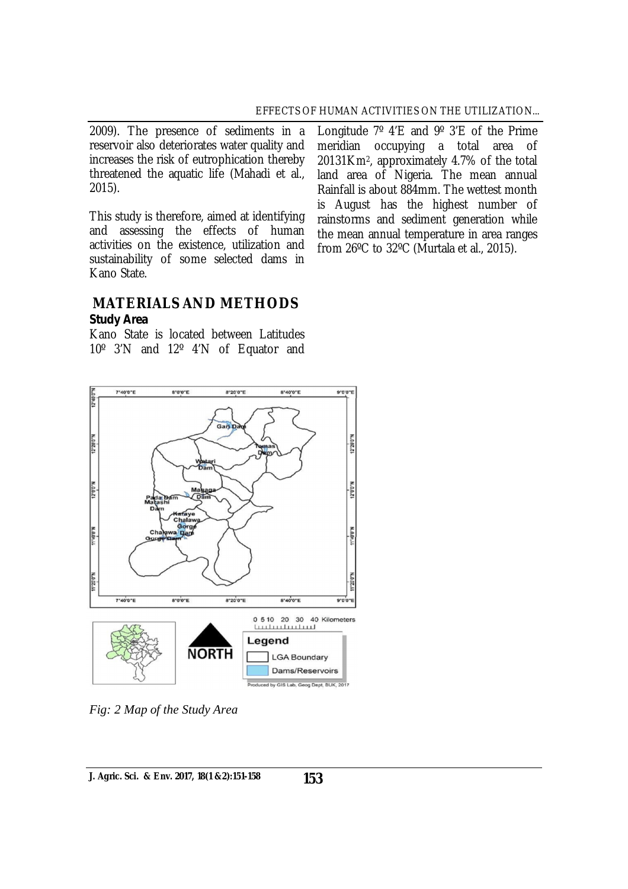2009). The presence of sediments in a reservoir also deteriorates water quality and increases the risk of eutrophication thereby threatened the aquatic life (Mahadi et al., 2015).

This study is therefore, aimed at identifying and assessing the effects of human activities on the existence, utilization and sustainability of some selected dams in Kano State.

## MATERIALS AND METHODS

### Study Area

Kano State is located between Latitudes 10º 3′N and 12º 4′N of Equator and Longitude 7º 4′E and 9º 3′E of the Prime meridian occupying a total area of 20131Km², approximately 4.7% of the total land area of Nigeria. The mean annual Rainfall is about 884mm. The wettest month is August has the highest number of rainstorms and sediment generation while the mean annual temperature in area ranges from 26ºC to 32ºC (Murtala et al., 2015).

*Fig: 2 Map of the Study Area*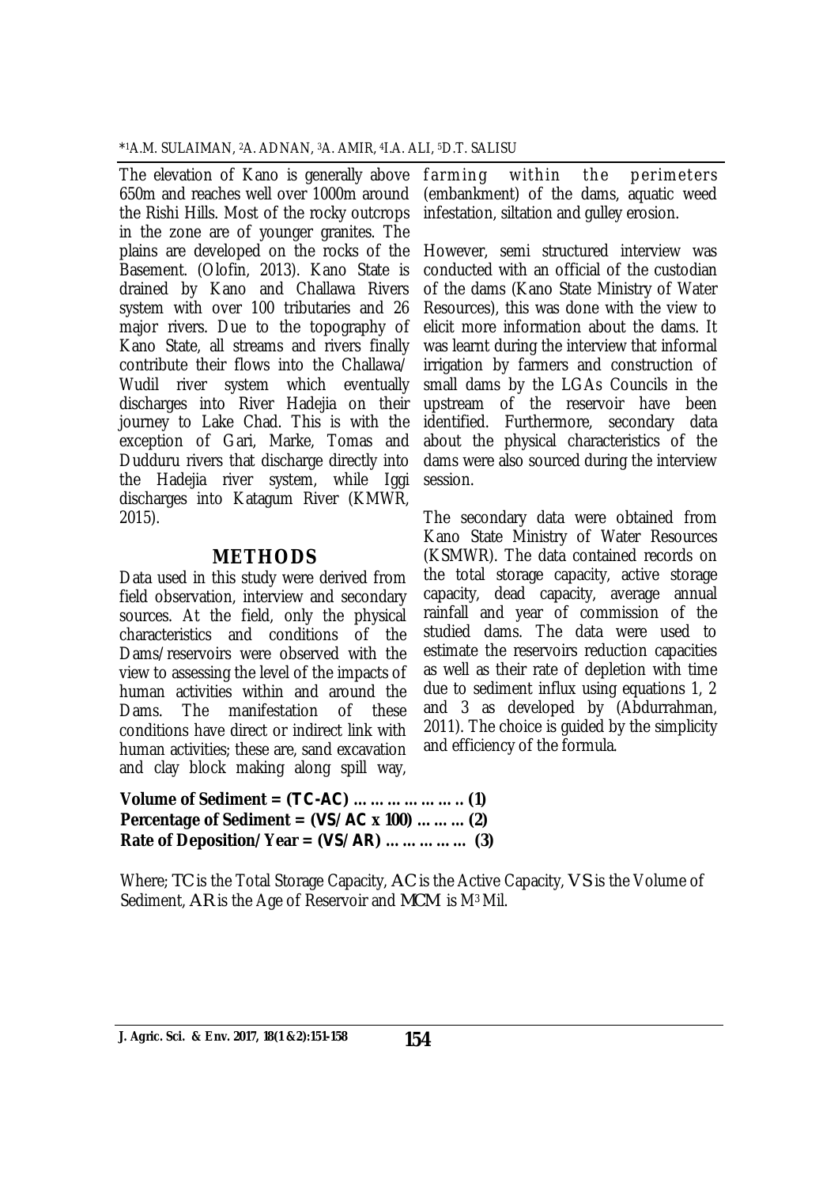The elevation of Kano is generally above 650m and reaches well over 1000m around the Rishi Hills. Most of the rocky outcrops in the zone are of younger granites. The plains are developed on the rocks of the Basement. (Olofin, 2013). Kano State is drained by Kano and Challawa Rivers system with over 100 tributaries and 26 major rivers. Due to the topography of Kano State, all streams and rivers finally contribute their flows into the Challawa/ Wudil river system which eventually discharges into River Hadejia on their journey to Lake Chad. This is with the exception of Gari, Marke, Tomas and Dudduru rivers that discharge directly into the Hadejia river system, while Iggi discharges into Katagum River (KMWR, 2015).

## METHODS

Data used in this study were derived from field observation, interview and secondary sources. At the field, only the physical characteristics and conditions of the Dams/reservoirs were observed with the view to assessing the level of the impacts of human activities within and around the Dams. The manifestation of these conditions have direct or indirect link with human activities; these are, sand excavation and clay block making along spill way, farming within the perimeters (embankment) of the dams, aquatic weed infestation, siltation and gulley erosion.

However, semi structured interview was conducted with an official of the custodian of the dams (Kano State Ministry of Water Resources), this was done with the view to elicit more information about the dams. It was learnt during the interview that informal irrigation by farmers and construction of small dams by the LGAs Councils in the upstream of the reservoir have been identified. Furthermore, secondary data about the physical characteristics of the dams were also sourced during the interview session.

The secondary data were obtained from Kano State Ministry of Water Resources (KSMWR). The data contained records on the total storage capacity, active storage capacity, dead capacity, average annual rainfall and year of commission of the studied dams. The data were used to estimate the reservoirs reduction capacities as well as their rate of depletion with time due to sediment influx using equations 1, 2 and 3 as developed by (Abdurrahman, 2011). The choice is guided by the simplicity and efficiency of the formula.

**Volume of Sediment = (TC-AC) ……………….. (1)**
**Percentage of Sediment = (VS/AC x 100) ……… (2)**
**Rate of Deposition/Year = (VS/AR) …………… (3)**

Where; **TC** is the Total Storage Capacity, **AC** is the Active Capacity, **VS** is the Volume of Sediment, **AR** is the Age of Reservoir and **MCM** is $M^3$ Mil.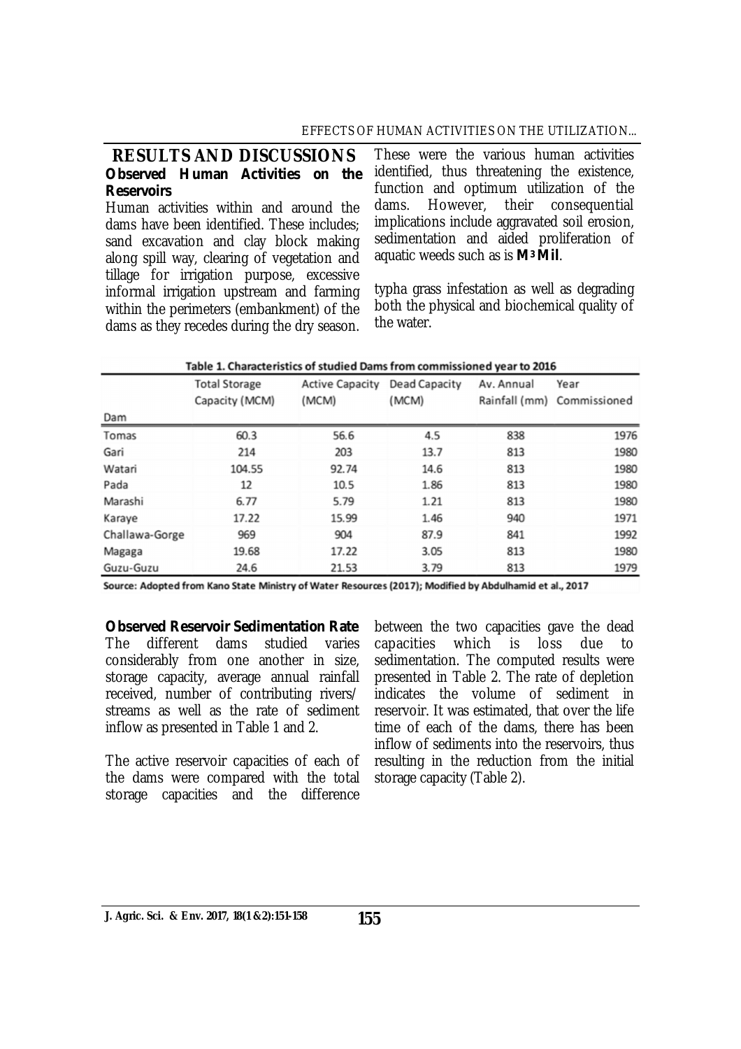## RESULTS AND DISCUSSIONS

### Observed Human Activities on the Reservoirs

Human activities within and around the dams have been identified. These includes; sand excavation and clay block making along spill way, clearing of vegetation and tillage for irrigation purpose, excessive informal irrigation upstream and farming within the perimeters (embankment) of the dams as they recedes during the dry season. These were the various human activities identified, thus threatening the existence, function and optimum utilization of the dams. However, their consequential implications include aggravated soil erosion, sedimentation and aided proliferation of aquatic weeds such as is **$M^3$ Mil**.

typha grass infestation as well as degrading both the physical and biochemical quality of the water.

Table 1. Characteristics of studied Dams from commissioned year to 2016

| Dam | Total Storage Capacity (MCM) | Active Capacity (MCM) | Dead Capacity (MCM) | Av. Annual Rainfall (mm) | Year Commissioned |
|---|---|---|---|---|---|
| Tomas | 60.3 | 56.6 | 4.5 | 838 | 1976 |
| Gari | 214 | 203 | 13.7 | 813 | 1980 |
| Watari | 104.55 | 92.74 | 14.6 | 813 | 1980 |
| Pada | 12 | 10.5 | 1.86 | 813 | 1980 |
| Marashi | 6.77 | 5.79 | 1.21 | 813 | 1980 |
| Karaye | 17.22 | 15.99 | 1.46 | 940 | 1971 |
| Challawa-Gorge | 969 | 904 | 87.9 | 841 | 1992 |
| Magaga | 19.68 | 17.22 | 3.05 | 813 | 1980 |
| Guzu-Guzu | 24.6 | 21.53 | 3.79 | 813 | 1979 |

Source: Adopted from Kano State Ministry of Water Resources (2017); Modified by Abdulhamid et al., 2017

### Observed Reservoir Sedimentation Rate

The different dams studied varies considerably from one another in size, storage capacity, average annual rainfall received, number of contributing rivers/ streams as well as the rate of sediment inflow as presented in Table 1 and 2.

The active reservoir capacities of each of the dams were compared with the total storage capacities and the difference between the two capacities gave the dead capacities which is loss due to sedimentation. The computed results were presented in Table 2. The rate of depletion indicates the volume of sediment in reservoir. It was estimated, that over the life time of each of the dams, there has been inflow of sediments into the reservoirs, thus resulting in the reduction from the initial storage capacity (Table 2).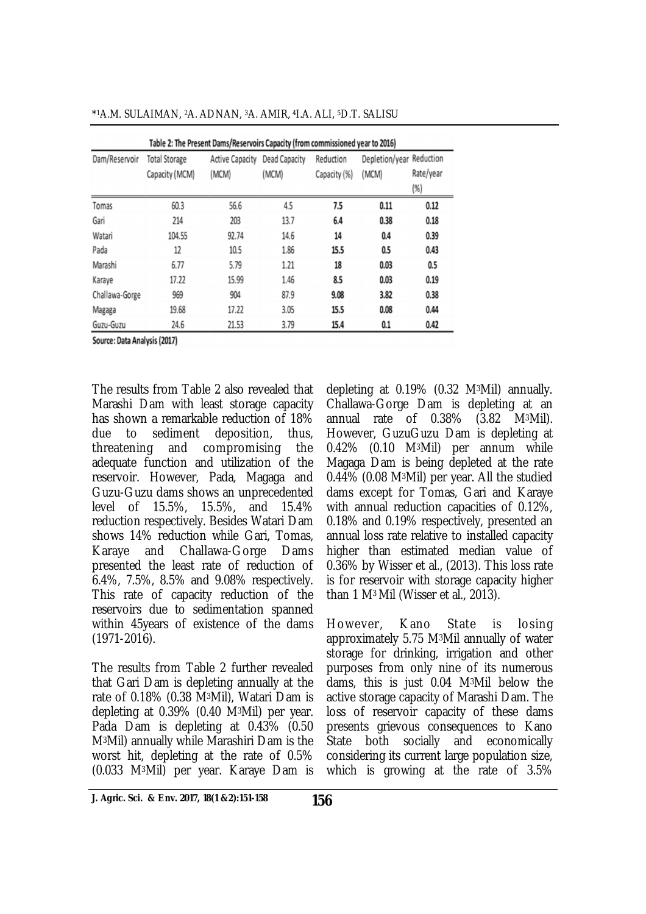Table 2: The Present Dams/Reservoirs Capacity (from commissioned year to 2016)

| Dam/Reservoir | Total Storage Capacity (MCM) | Active Capacity (MCM) | Dead Capacity (MCM) | Reduction Capacity (%) | Depletion/year (MCM) | Reduction Rate/year (%) |
|---|---|---|---|---|---|---|
| Tomas | 60.3 | 56.6 | 4.5 | **7.5** | **0.11** | **0.12** |
| Gari | 214 | 203 | 13.7 | **6.4** | **0.38** | **0.18** |
| Watari | 104.55 | 92.74 | 14.6 | **14** | **0.4** | **0.39** |
| Pada | 12 | 10.5 | 1.86 | **15.5** | **0.5** | **0.43** |
| Marashi | 6.77 | 5.79 | 1.21 | **18** | **0.03** | **0.5** |
| Karaye | 17.22 | 15.99 | 1.46 | **8.5** | **0.03** | **0.19** |
| Challawa-Gorge | 969 | 904 | 87.9 | **9.08** | **3.82** | **0.38** |
| Magaga | 19.68 | 17.22 | 3.05 | **15.5** | **0.08** | **0.44** |
| Guzu-Guzu | 24.6 | 21.53 | 3.79 | **15.4** | **0.1** | **0.42** |

**Source: Data Analysis (2017)**

The results from Table 2 also revealed that Marashi Dam with least storage capacity has shown a remarkable reduction of 18% due to sediment deposition, thus, threatening and compromising the adequate function and utilization of the reservoir. However, Pada, Magaga and Guzu-Guzu dams shows an unprecedented level of 15.5%, 15.5%, and 15.4% reduction respectively. Besides Watari Dam shows 14% reduction while Gari, Tomas, Karaye and Challawa-Gorge Dams presented the least rate of reduction of 6.4%, 7.5%, 8.5% and 9.08% respectively. This rate of capacity reduction of the reservoirs due to sedimentation spanned within 45years of existence of the dams (1971-2016).

The results from Table 2 further revealed that Gari Dam is depleting annually at the rate of 0.18% (0.38 $M^3$Mil), Watari Dam is depleting at 0.39% (0.40 $M^3$Mil) per year. Pada Dam is depleting at 0.43% (0.50 $M^3$Mil) annually while Marashiri Dam is the worst hit, depleting at the rate of 0.5% (0.033 $M^3$Mil) per year. Karaye Dam is depleting at 0.19% (0.32 $M^3$Mil) annually. Challawa-Gorge Dam is depleting at an annual rate of 0.38% (3.82 $M^3$Mil). However, GuzuGuzu Dam is depleting at 0.42% (0.10 $M^3$Mil) per annum while Magaga Dam is being depleted at the rate 0.44% (0.08 $M^3$Mil) per year. All the studied dams except for Tomas, Gari and Karaye with annual reduction capacities of 0.12%, 0.18% and 0.19% respectively, presented an annual loss rate relative to installed capacity higher than estimated median value of 0.36% by Wisser et al., (2013). This loss rate is for reservoir with storage capacity higher than 1 $M^3$ Mil (Wisser et al., 2013).

However, Kano State is losing approximately 5.75 $M^3$Mil annually of water storage for drinking, irrigation and other purposes from only nine of its numerous dams, this is just 0.04 $M^3$Mil below the active storage capacity of Marashi Dam. The loss of reservoir capacity of these dams presents grievous consequences to Kano State both socially and economically considering its current large population size, which is growing at the rate of 3.5%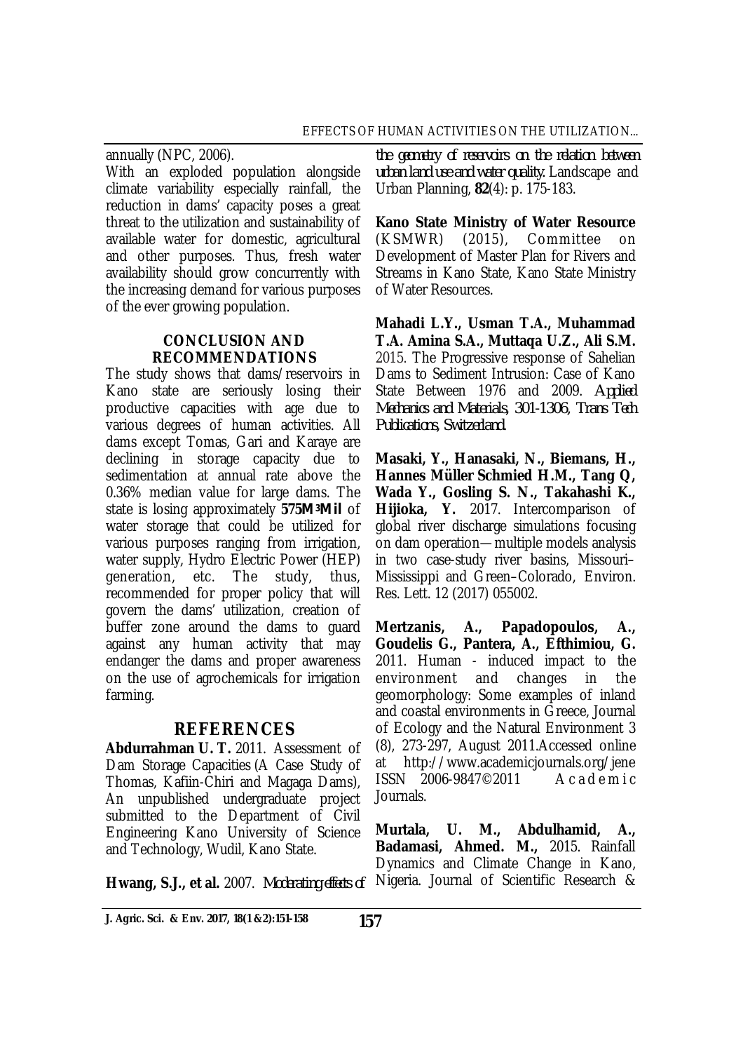annually (NPC, 2006).

With an exploded population alongside climate variability especially rainfall, the reduction in dams' capacity poses a great threat to the utilization and sustainability of available water for domestic, agricultural and other purposes. Thus, fresh water availability should grow concurrently with the increasing demand for various purposes of the ever growing population.

## CONCLUSION AND RECOMMENDATIONS

The study shows that dams/reservoirs in Kano state are seriously losing their productive capacities with age due to various degrees of human activities. All dams except Tomas, Gari and Karaye are declining in storage capacity due to sedimentation at annual rate above the 0.36% median value for large dams. The state is losing approximately **575M³Mil** of water storage that could be utilized for various purposes ranging from irrigation, water supply, Hydro Electric Power (HEP) generation, etc. The study, thus, recommended for proper policy that will govern the dams' utilization, creation of buffer zone around the dams to guard against any human activity that may endanger the dams and proper awareness on the use of agrochemicals for irrigation farming.

## REFERENCES

**Abdurrahman U. T.** 2011. Assessment of Dam Storage Capacities (A Case Study of Thomas, Kafiin-Chiri and Magaga Dams), An unpublished undergraduate project submitted to the Department of Civil Engineering Kano University of Science and Technology, Wudil, Kano State.

**Hwang, S.J., et al.** 2007. *Moderating effects of the geometry of reservoirs on the relation between urban land use and water quality.* Landscape and Urban Planning, **82**(4): p. 175-183.

**Kano State Ministry of Water Resource** (KSMWR) (2015), Committee on Development of Master Plan for Rivers and Streams in Kano State, Kano State Ministry of Water Resources.

**Mahadi L.Y., Usman T.A., Muhammad T.A. Amina S.A., Muttaqa U.Z., Ali S.M.** 2015. The Progressive response of Sahelian Dams to Sediment Intrusion: Case of Kano State Between 1976 and 2009. *Applied Mechanics and Materials, 301-1306, Trans Tech Publications, Switzerland.*

**Masaki, Y., Hanasaki, N., Biemans, H., Hannes Müller Schmied H.M., Tang Q, Wada Y., Gosling S. N., Takahashi K., Hijioka, Y.** 2017. Intercomparison of global river discharge simulations focusing on dam operation—multiple models analysis in two case-study river basins, Missouri–Mississippi and Green–Colorado, Environ. Res. Lett. 12 (2017) 055002.

**Mertzanis, A., Papadopoulos, A., Goudelis G., Pantera, A., Efthimiou, G.** 2011. Human - induced impact to the environment and changes in the geomorphology: Some examples of inland and coastal environments in Greece, Journal of Ecology and the Natural Environment 3 (8), 273-297, August 2011.Accessed online at http://www.academicjournals.org/jene ISSN 2006-9847©2011 Academic Journals.

**Murtala, U. M., Abdulhamid, A., Badamasi, Ahmed. M.,** 2015. Rainfall Dynamics and Climate Change in Kano, Nigeria. Journal of Scientific Research &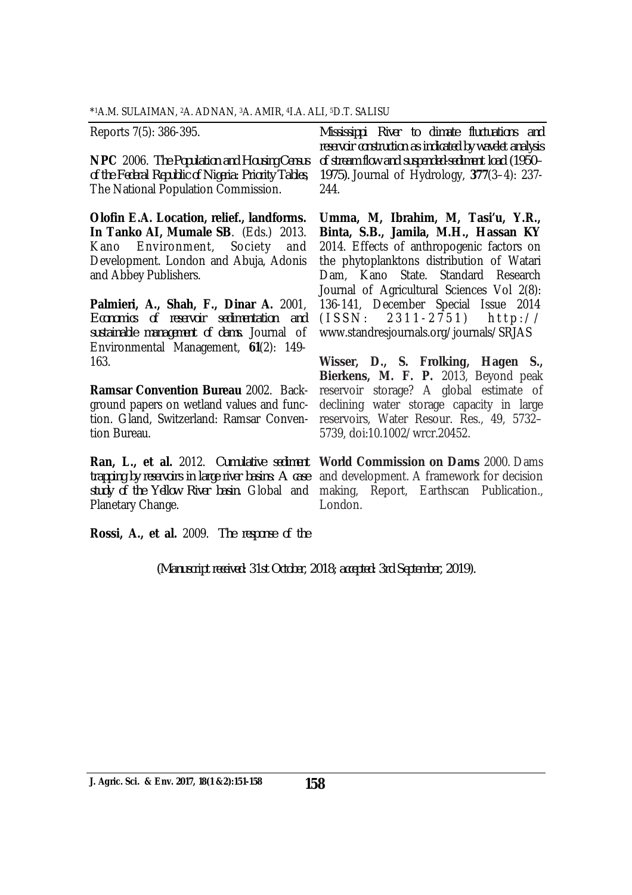Reports 7(5): 386-395.

**NPC** 2006. *The Population and Housing Census of the Federal Republic of Nigeria: Priority Tables*, The National Population Commission.

**Olofin E.A. Location, relief., landforms. In Tanko AI, Mumale SB**. (Eds.) 2013. Kano Environment, Society and Development. London and Abuja, Adonis and Abbey Publishers.

**Palmieri, A., Shah, F., Dinar A.** 2001, *Economics of reservoir sedimentation and sustainable management of dams*. Journal of Environmental Management, **61**(2): 149-163.

**Ramsar Convention Bureau** 2002. Background papers on wetland values and function. Gland, Switzerland: Ramsar Convention Bureau.

**Ran, L., et al.** 2012. *Cumulative sediment trapping by reservoirs in large river basins: A case study of the Yellow River basin*. Global and Planetary Change.

**Rossi, A., et al.** 2009. *The response of the Mississippi River to climate fluctuations and reservoir construction as indicated by wavelet analysis of streamflow and suspended-sediment load (1950–1975)*. Journal of Hydrology, **377**(3–4): 237-244.

**Umma, M, Ibrahim, M, Tasi'u, Y.R., Binta, S.B., Jamila, M.H., Hassan KY** 2014. Effects of anthropogenic factors on the phytoplanktons distribution of Watari Dam, Kano State. Standard Research Journal of Agricultural Sciences Vol 2(8): 136-141, December Special Issue 2014 (ISSN: 2311-2751) http://www.standresjournals.org/journals/SRJAS

**Wisser, D., S. Frolking, Hagen S., Bierkens, M. F. P.** 2013, Beyond peak reservoir storage? A global estimate of declining water storage capacity in large reservoirs, Water Resour. Res., 49, 5732–5739, doi:10.1002/wrcr.20452.

**World Commission on Dams** 2000. Dams and development. A framework for decision making, Report, Earthscan Publication., London.

*(Manuscript received: 31st October, 2018; accepted: 3rd September, 2019).*